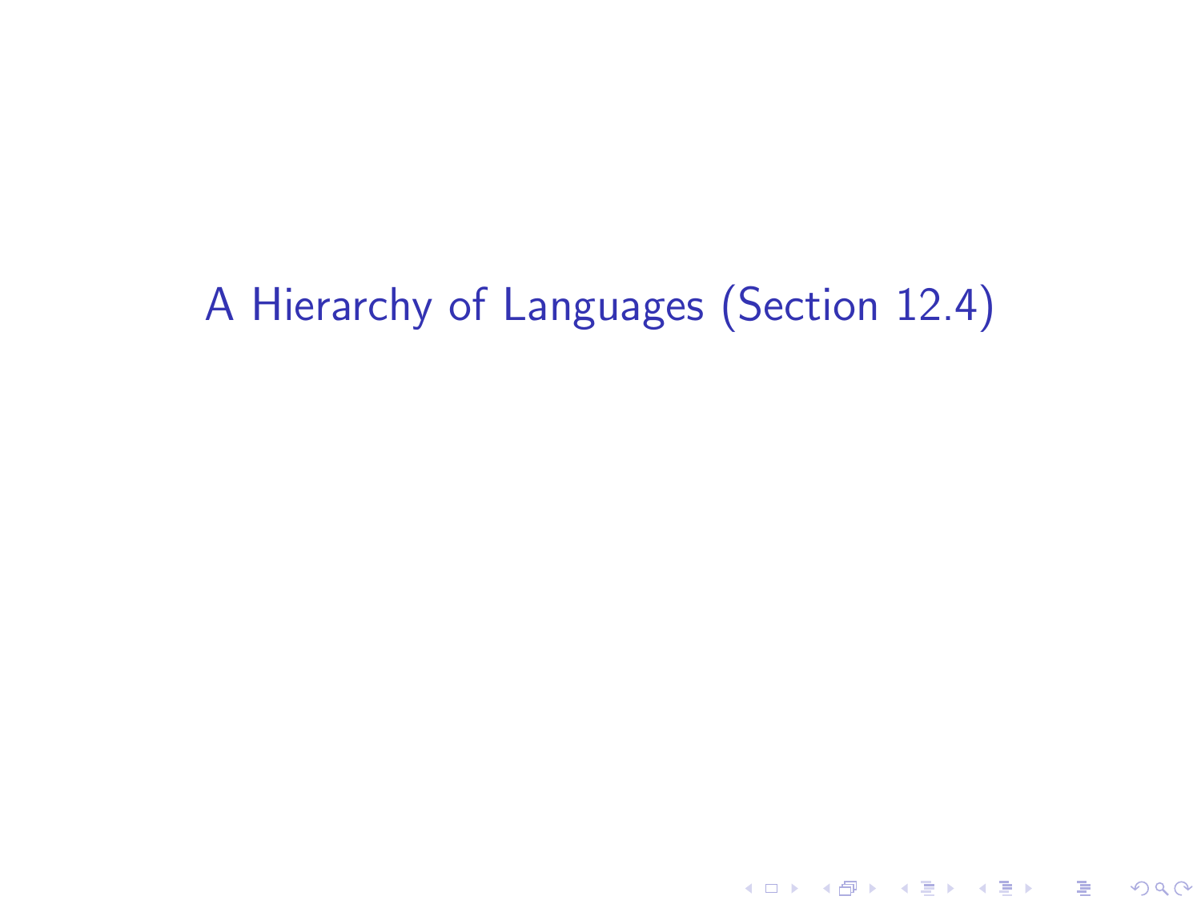# A Hierarchy of Languages (Section 12.4)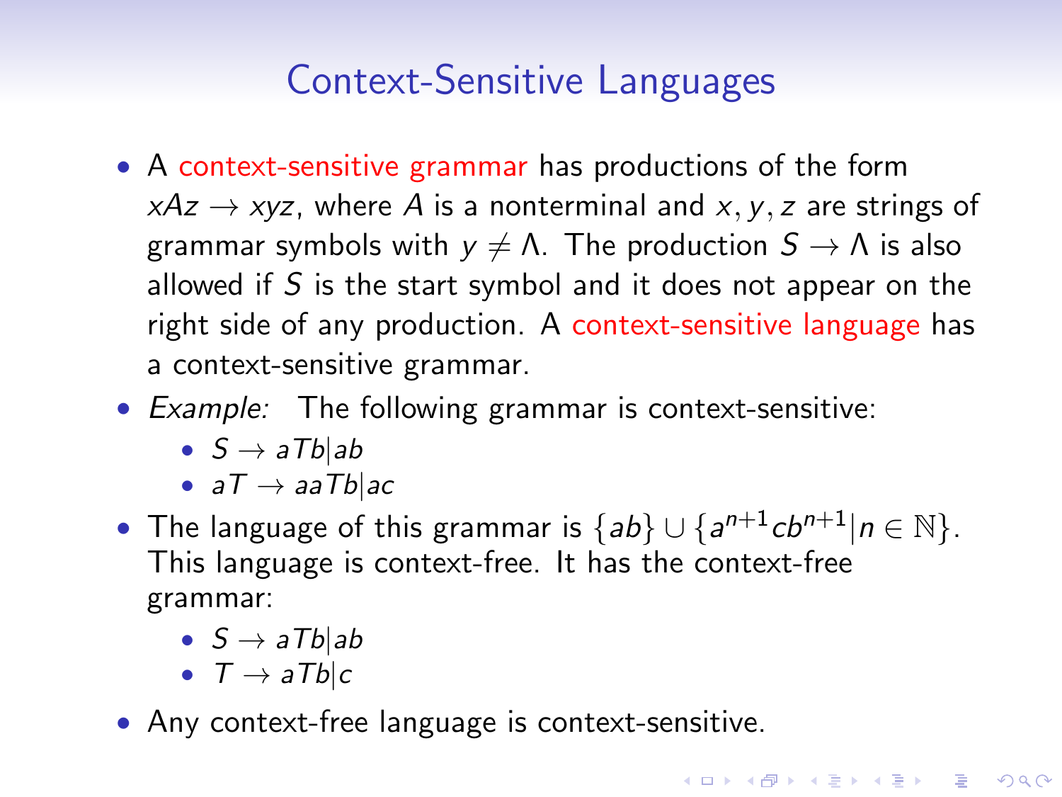# Context-Sensitive Languages

- A context-sensitive grammar has productions of the form $xAz \to xyz$, where $A$ is a nonterminal and $x, y, z$ are strings of grammar symbols with $y \neq \Lambda$. The production $S \to \Lambda$ is also allowed if $S$ is the start symbol and it does not appear on the right side of any production. A context-sensitive language has a context-sensitive grammar.
- *Example:* The following grammar is context-sensitive:
  - $S \to aTb|ab$
  - $aT \to aaTb|ac$
- The language of this grammar is $\{ab\} \cup \{a^{n+1}cb^{n+1}|n \in \mathbb{N}\}$. This language is context-free. It has the context-free grammar:
  - $S \to aTb|ab$
  - $T \to aTb|c$
- Any context-free language is context-sensitive.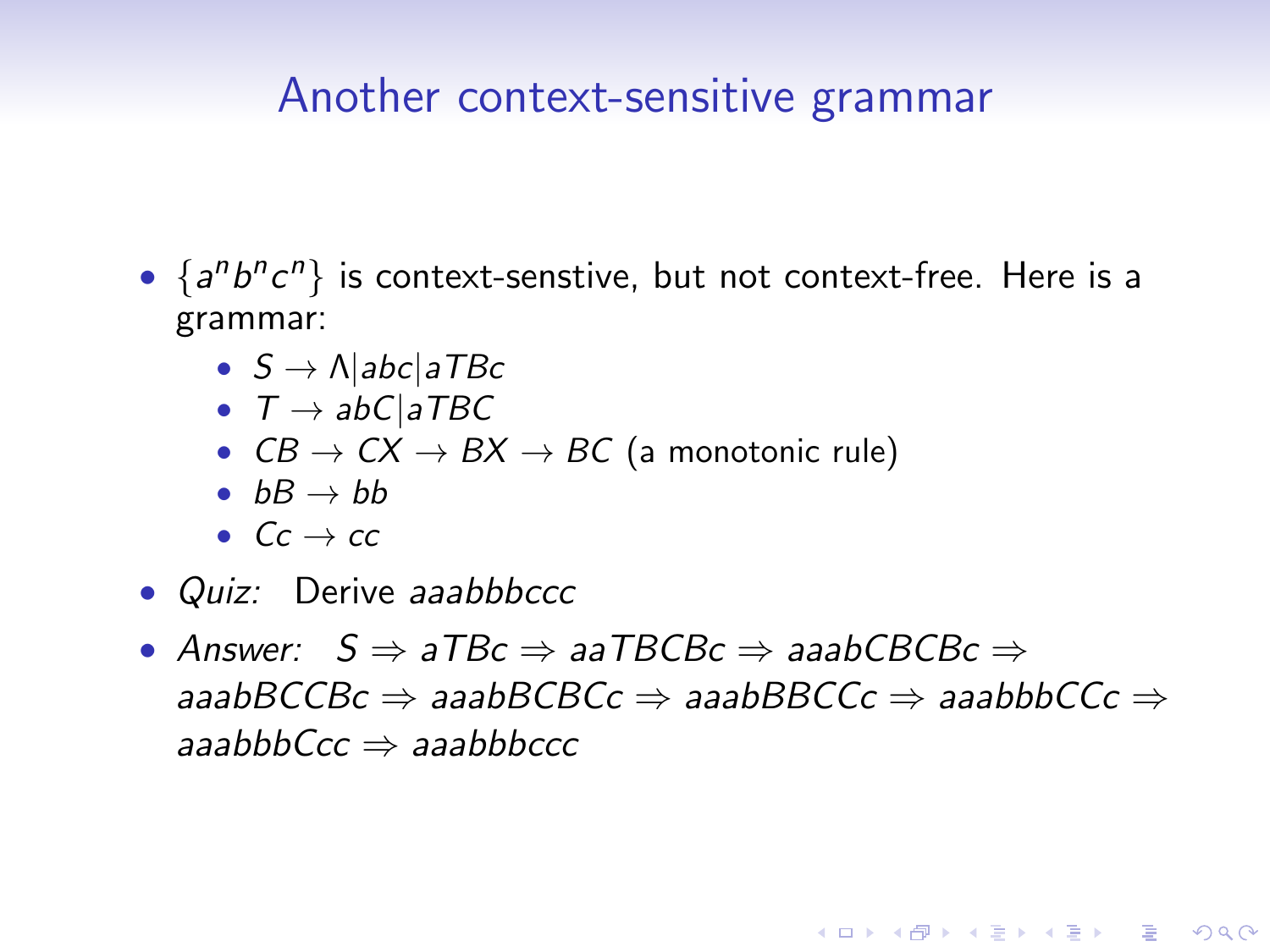## Another context-sensitive grammar

- $\{a^n b^n c^n\}$ is context-senstive, but not context-free. Here is a grammar:
  - $S \to \Lambda | abc | aTBc$
  - $T \to abC | aTBC$
  - $CB \to CX \to BX \to BC$ (a monotonic rule)
  - $bB \to bb$
  - $Cc \to cc$
- *Quiz:* Derive $aaabbbccc$
- *Answer:* $S \Rightarrow aTBc \Rightarrow aaTBCBc \Rightarrow aaabCBCBc \Rightarrow aaabBCCBc \Rightarrow aaabBCBCc \Rightarrow aaabBBCCc \Rightarrow aaabbbCCc \Rightarrow aaabbbCcc \Rightarrow aaabbbccc$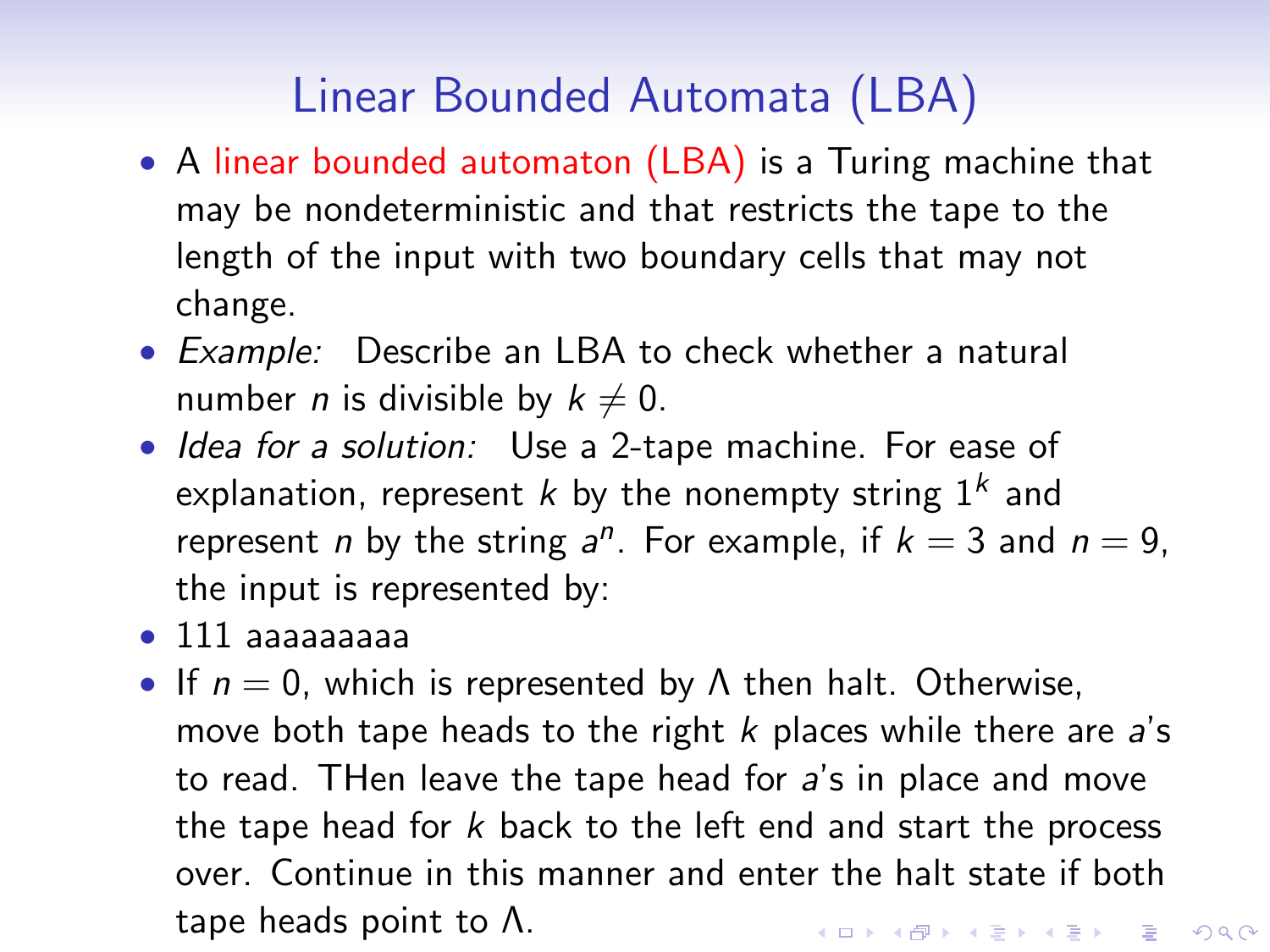# Linear Bounded Automata (LBA)

- A linear bounded automaton (LBA) is a Turing machine that may be nondeterministic and that restricts the tape to the length of the input with two boundary cells that may not change.
- *Example:* Describe an LBA to check whether a natural number $n$ is divisible by $k \neq 0$.
- *Idea for a solution:* Use a 2-tape machine. For ease of explanation, represent $k$ by the nonempty string $1^k$ and represent $n$ by the string $a^n$. For example, if $k = 3$ and $n = 9$, the input is represented by:
- 111 aaaaaaaaa
- If $n = 0$, which is represented by $\Lambda$ then halt. Otherwise, move both tape heads to the right $k$ places while there are $a$'s to read. THen leave the tape head for $a$'s in place and move the tape head for $k$ back to the left end and start the process over. Continue in this manner and enter the halt state if both tape heads point to $\Lambda$.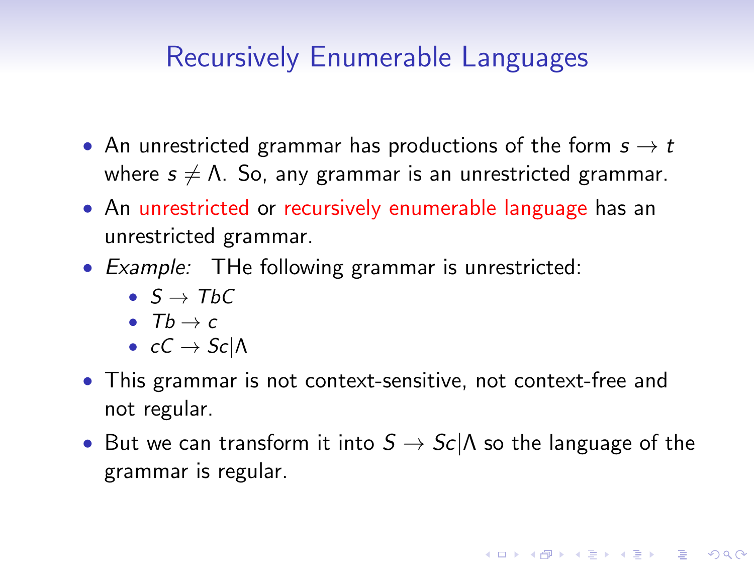# Recursively Enumerable Languages

- An unrestricted grammar has productions of the form $s \to t$ where $s \neq \Lambda$. So, any grammar is an unrestricted grammar.
- An unrestricted or recursively enumerable language has an unrestricted grammar.
- *Example:* THe following grammar is unrestricted:
  - $S \to TbC$
  - $Tb \to c$
  - $cC \to Sc|\Lambda$
- This grammar is not context-sensitive, not context-free and not regular.
- But we can transform it into $S \to Sc|\Lambda$ so the language of the grammar is regular.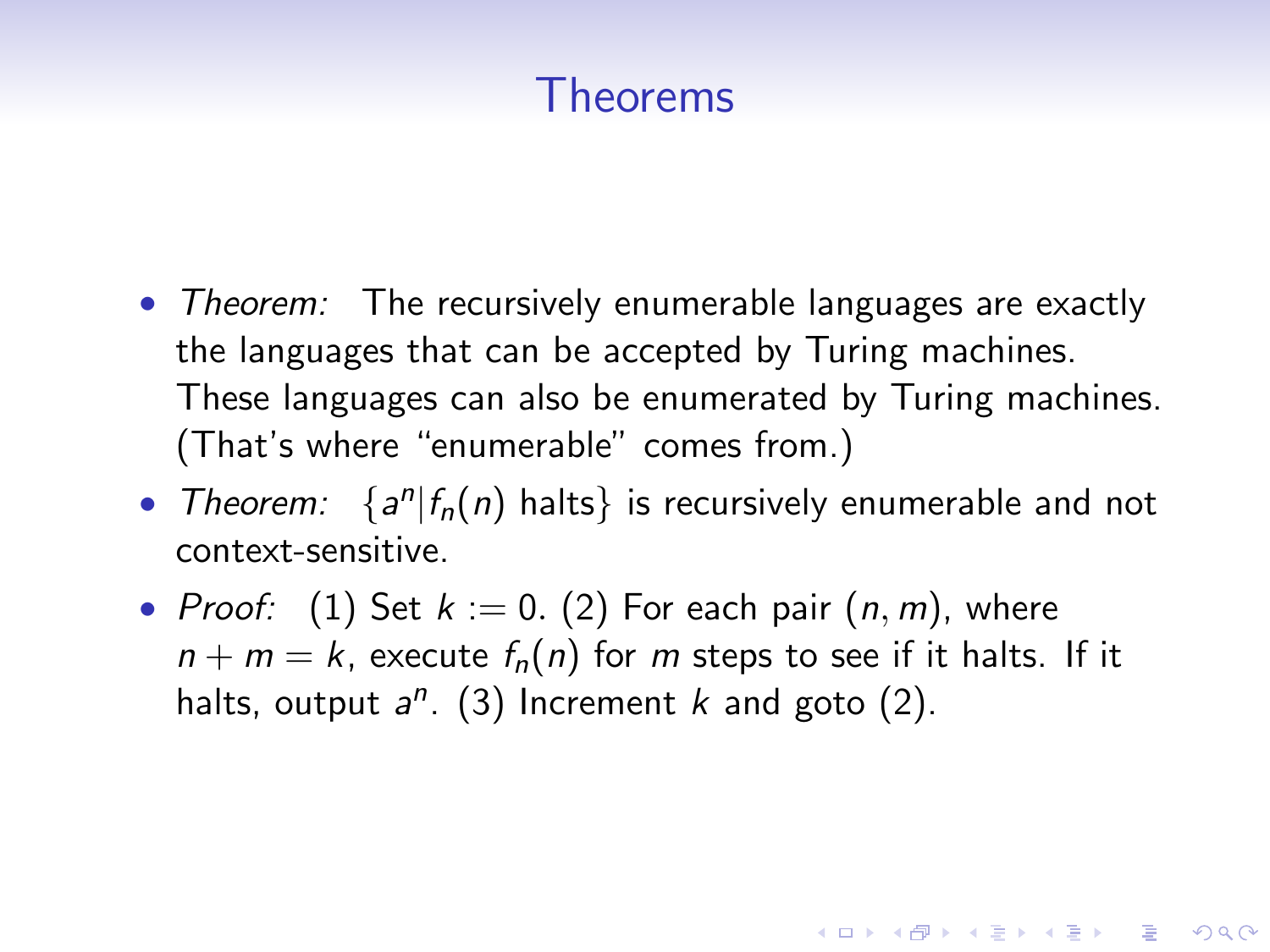# Theorems

- *Theorem:* The recursively enumerable languages are exactly the languages that can be accepted by Turing machines. These languages can also be enumerated by Turing machines. (That's where "enumerable" comes from.)
- *Theorem:* $\{a^n | f_n(n) \text{ halts}\}$ is recursively enumerable and not context-sensitive.
- *Proof:* (1) Set $k := 0$. (2) For each pair $(n, m)$, where $n + m = k$, execute $f_n(n)$ for $m$ steps to see if it halts. If it halts, output $a^n$. (3) Increment $k$ and goto (2).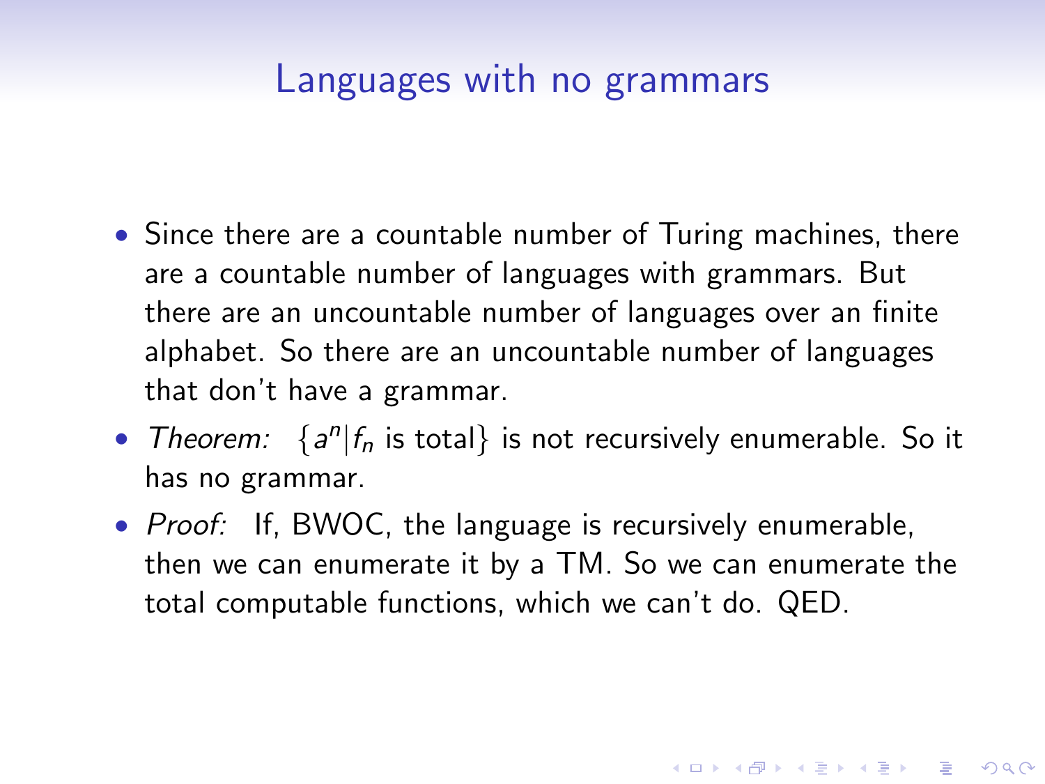# Languages with no grammars

- Since there are a countable number of Turing machines, there are a countable number of languages with grammars. But there are an uncountable number of languages over an finite alphabet. So there are an uncountable number of languages that don't have a grammar.
- *Theorem:* $\{a^n | f_n \text{ is total}\}$ is not recursively enumerable. So it has no grammar.
- *Proof:* If, BWOC, the language is recursively enumerable, then we can enumerate it by a TM. So we can enumerate the total computable functions, which we can't do. QED.